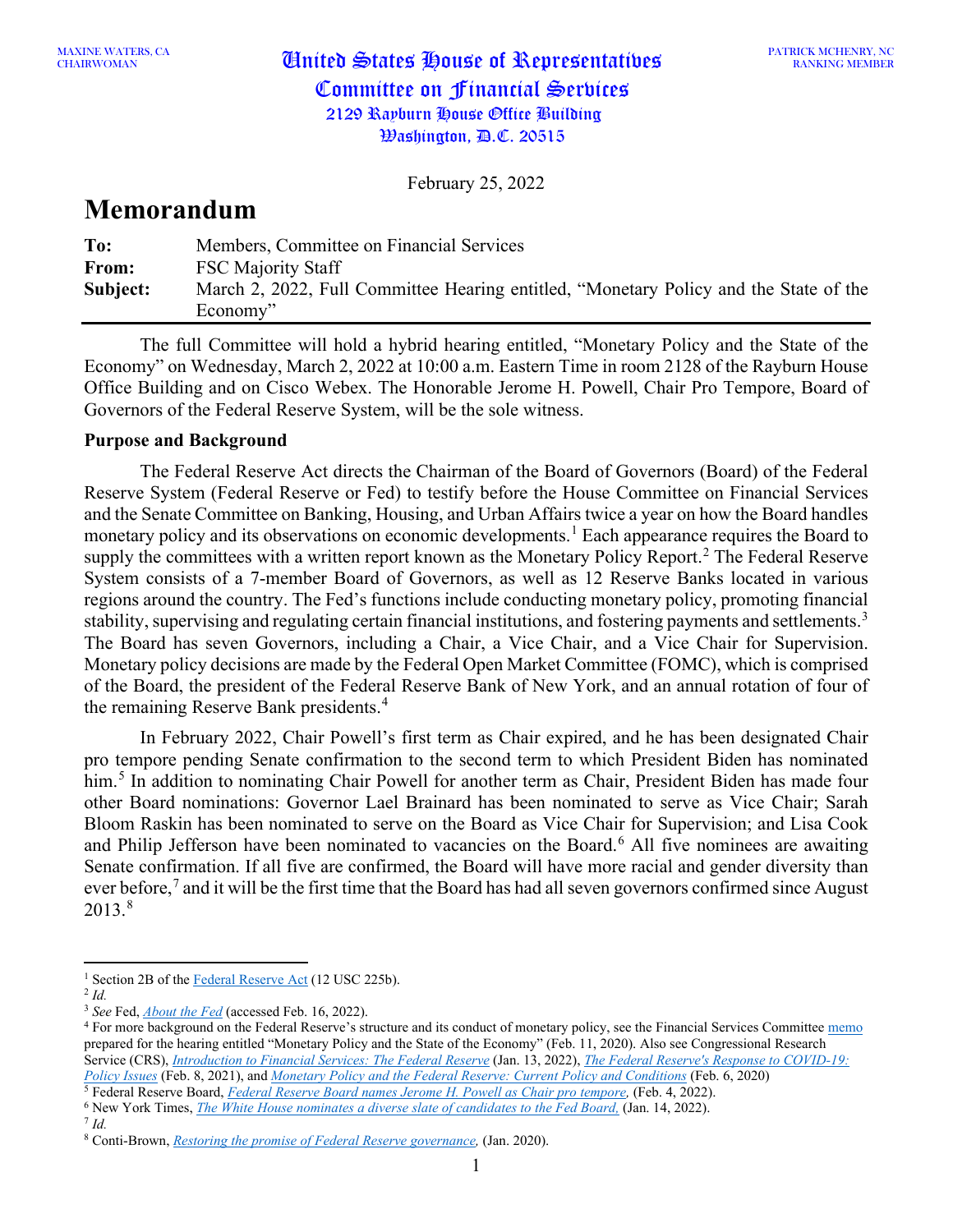MAXINE WATERS, CA
CHAIRWOMAN

# United States House of Representatives
## Committee on Financial Services
2129 Rayburn House Office Building
Washington, D.C. 20515

PATRICK MCHENRY, NC
RANKING MEMBER

February 25, 2022

# Memorandum

| | |
|---|---|
| **To:** | Members, Committee on Financial Services |
| **From:** | FSC Majority Staff |
| **Subject:** | March 2, 2022, Full Committee Hearing entitled, "Monetary Policy and the State of the Economy" |

The full Committee will hold a hybrid hearing entitled, "Monetary Policy and the State of the Economy" on Wednesday, March 2, 2022 at 10:00 a.m. Eastern Time in room 2128 of the Rayburn House Office Building and on Cisco Webex. The Honorable Jerome H. Powell, Chair Pro Tempore, Board of Governors of the Federal Reserve System, will be the sole witness.

**Purpose and Background**

The Federal Reserve Act directs the Chairman of the Board of Governors (Board) of the Federal Reserve System (Federal Reserve or Fed) to testify before the House Committee on Financial Services and the Senate Committee on Banking, Housing, and Urban Affairs twice a year on how the Board handles monetary policy and its observations on economic developments.[1] Each appearance requires the Board to supply the committees with a written report known as the Monetary Policy Report.[2] The Federal Reserve System consists of a 7-member Board of Governors, as well as 12 Reserve Banks located in various regions around the country. The Fed's functions include conducting monetary policy, promoting financial stability, supervising and regulating certain financial institutions, and fostering payments and settlements.[3] The Board has seven Governors, including a Chair, a Vice Chair, and a Vice Chair for Supervision. Monetary policy decisions are made by the Federal Open Market Committee (FOMC), which is comprised of the Board, the president of the Federal Reserve Bank of New York, and an annual rotation of four of the remaining Reserve Bank presidents.[4]

In February 2022, Chair Powell's first term as Chair expired, and he has been designated Chair pro tempore pending Senate confirmation to the second term to which President Biden has nominated him.[5] In addition to nominating Chair Powell for another term as Chair, President Biden has made four other Board nominations: Governor Lael Brainard has been nominated to serve as Vice Chair; Sarah Bloom Raskin has been nominated to serve on the Board as Vice Chair for Supervision; and Lisa Cook and Philip Jefferson have been nominated to vacancies on the Board.[6] All five nominees are awaiting Senate confirmation. If all five are confirmed, the Board will have more racial and gender diversity than ever before,[7] and it will be the first time that the Board has had all seven governors confirmed since August 2013.[8]

---

[1] Section 2B of the Federal Reserve Act (12 USC 225b).
[2] *Id.*
[3] *See* Fed, *About the Fed* (accessed Feb. 16, 2022).
[4] For more background on the Federal Reserve's structure and its conduct of monetary policy, see the Financial Services Committee memo prepared for the hearing entitled "Monetary Policy and the State of the Economy" (Feb. 11, 2020). Also see Congressional Research Service (CRS), *Introduction to Financial Services: The Federal Reserve* (Jan. 13, 2022), *The Federal Reserve's Response to COVID-19: Policy Issues* (Feb. 8, 2021), and *Monetary Policy and the Federal Reserve: Current Policy and Conditions* (Feb. 6, 2020)
[5] Federal Reserve Board, *Federal Reserve Board names Jerome H. Powell as Chair pro tempore,* (Feb. 4, 2022).
[6] New York Times, *The White House nominates a diverse slate of candidates to the Fed Board,* (Jan. 14, 2022).
[7] *Id.*
[8] Conti-Brown, *Restoring the promise of Federal Reserve governance,* (Jan. 2020).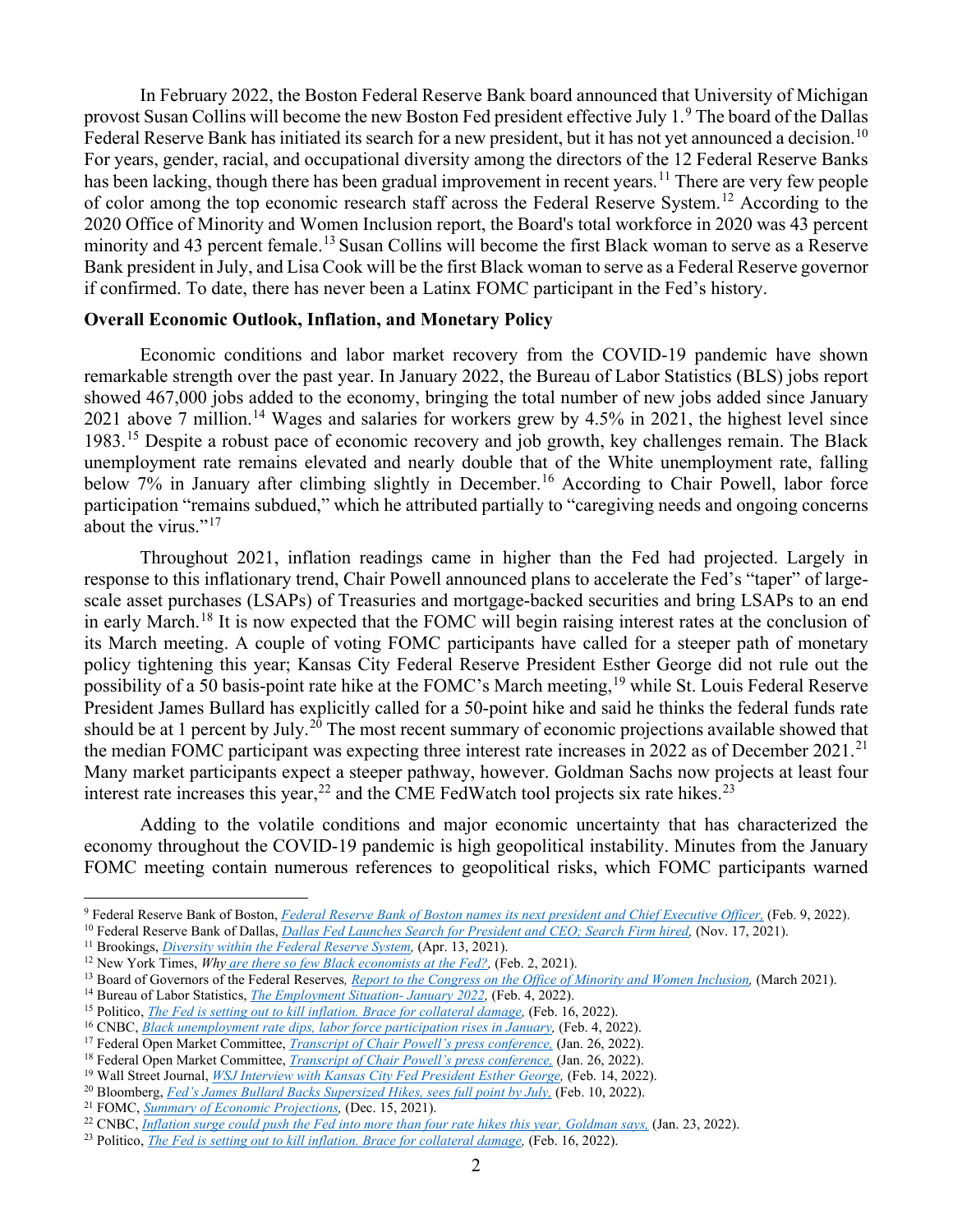In February 2022, the Boston Federal Reserve Bank board announced that University of Michigan provost Susan Collins will become the new Boston Fed president effective July 1.[9] The board of the Dallas Federal Reserve Bank has initiated its search for a new president, but it has not yet announced a decision.[10] For years, gender, racial, and occupational diversity among the directors of the 12 Federal Reserve Banks has been lacking, though there has been gradual improvement in recent years.[11] There are very few people of color among the top economic research staff across the Federal Reserve System.[12] According to the 2020 Office of Minority and Women Inclusion report, the Board's total workforce in 2020 was 43 percent minority and 43 percent female.[13] Susan Collins will become the first Black woman to serve as a Reserve Bank president in July, and Lisa Cook will be the first Black woman to serve as a Federal Reserve governor if confirmed. To date, there has never been a Latinx FOMC participant in the Fed's history.

**Overall Economic Outlook, Inflation, and Monetary Policy**

Economic conditions and labor market recovery from the COVID-19 pandemic have shown remarkable strength over the past year. In January 2022, the Bureau of Labor Statistics (BLS) jobs report showed 467,000 jobs added to the economy, bringing the total number of new jobs added since January 2021 above 7 million.[14] Wages and salaries for workers grew by 4.5% in 2021, the highest level since 1983.[15] Despite a robust pace of economic recovery and job growth, key challenges remain. The Black unemployment rate remains elevated and nearly double that of the White unemployment rate, falling below 7% in January after climbing slightly in December.[16] According to Chair Powell, labor force participation "remains subdued," which he attributed partially to "caregiving needs and ongoing concerns about the virus."[17]

Throughout 2021, inflation readings came in higher than the Fed had projected. Largely in response to this inflationary trend, Chair Powell announced plans to accelerate the Fed's "taper" of large-scale asset purchases (LSAPs) of Treasuries and mortgage-backed securities and bring LSAPs to an end in early March.[18] It is now expected that the FOMC will begin raising interest rates at the conclusion of its March meeting. A couple of voting FOMC participants have called for a steeper path of monetary policy tightening this year; Kansas City Federal Reserve President Esther George did not rule out the possibility of a 50 basis-point rate hike at the FOMC's March meeting,[19] while St. Louis Federal Reserve President James Bullard has explicitly called for a 50-point hike and said he thinks the federal funds rate should be at 1 percent by July.[20] The most recent summary of economic projections available showed that the median FOMC participant was expecting three interest rate increases in 2022 as of December 2021.[21] Many market participants expect a steeper pathway, however. Goldman Sachs now projects at least four interest rate increases this year,[22] and the CME FedWatch tool projects six rate hikes.[23]

Adding to the volatile conditions and major economic uncertainty that has characterized the economy throughout the COVID-19 pandemic is high geopolitical instability. Minutes from the January FOMC meeting contain numerous references to geopolitical risks, which FOMC participants warned

---

[9] Federal Reserve Bank of Boston, *Federal Reserve Bank of Boston names its next president and Chief Executive Officer,* (Feb. 9, 2022).
[10] Federal Reserve Bank of Dallas, *Dallas Fed Launches Search for President and CEO; Search Firm hired,* (Nov. 17, 2021).
[11] Brookings, *Diversity within the Federal Reserve System,* (Apr. 13, 2021).
[12] New York Times, *Why are there so few Black economists at the Fed?,* (Feb. 2, 2021).
[13] Board of Governors of the Federal Reserves, *Report to the Congress on the Office of Minority and Women Inclusion,* (March 2021).
[14] Bureau of Labor Statistics, *The Employment Situation- January 2022,* (Feb. 4, 2022).
[15] Politico, *The Fed is setting out to kill inflation. Brace for collateral damage,* (Feb. 16, 2022).
[16] CNBC, *Black unemployment rate dips, labor force participation rises in January,* (Feb. 4, 2022).
[17] Federal Open Market Committee, *Transcript of Chair Powell's press conference,* (Jan. 26, 2022).
[18] Federal Open Market Committee, *Transcript of Chair Powell's press conference,* (Jan. 26, 2022).
[19] Wall Street Journal, *WSJ Interview with Kansas City Fed President Esther George,* (Feb. 14, 2022).
[20] Bloomberg, *Fed's James Bullard Backs Supersized Hikes, sees full point by July,* (Feb. 10, 2022).
[21] FOMC, *Summary of Economic Projections,* (Dec. 15, 2021).
[22] CNBC, *Inflation surge could push the Fed into more than four rate hikes this year, Goldman says,* (Jan. 23, 2022).
[23] Politico, *The Fed is setting out to kill inflation. Brace for collateral damage,* (Feb. 16, 2022).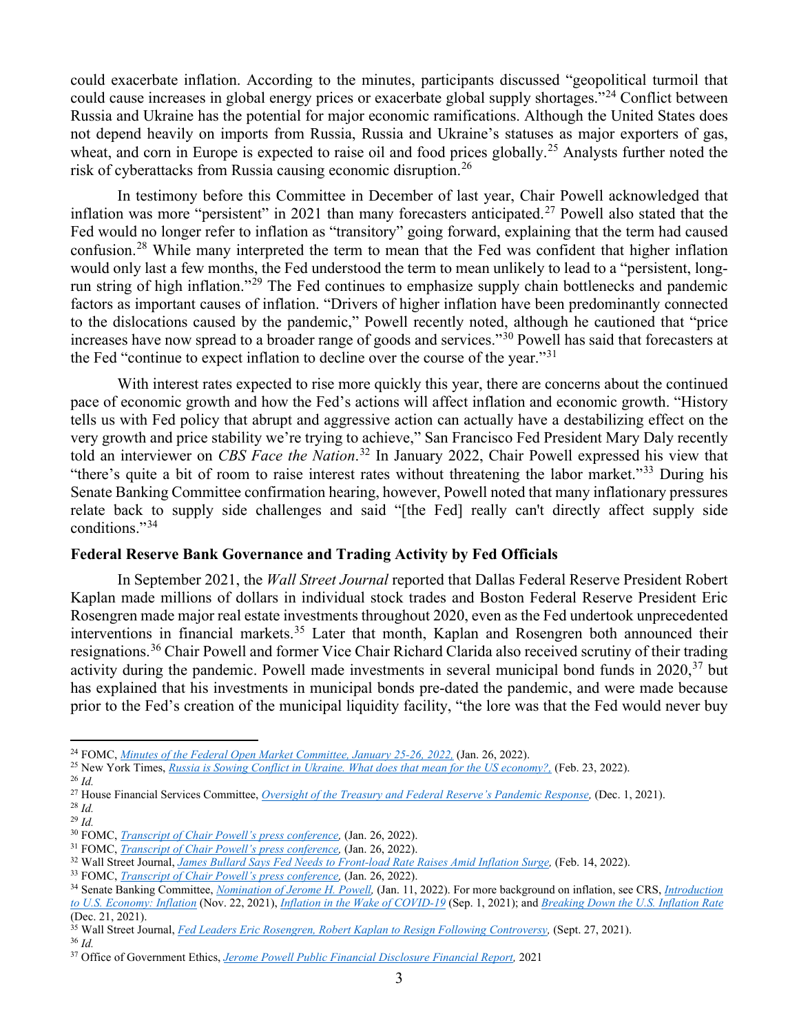could exacerbate inflation. According to the minutes, participants discussed "geopolitical turmoil that could cause increases in global energy prices or exacerbate global supply shortages."[24] Conflict between Russia and Ukraine has the potential for major economic ramifications. Although the United States does not depend heavily on imports from Russia, Russia and Ukraine's statuses as major exporters of gas, wheat, and corn in Europe is expected to raise oil and food prices globally.[25] Analysts further noted the risk of cyberattacks from Russia causing economic disruption.[26]

In testimony before this Committee in December of last year, Chair Powell acknowledged that inflation was more "persistent" in 2021 than many forecasters anticipated.[27] Powell also stated that the Fed would no longer refer to inflation as "transitory" going forward, explaining that the term had caused confusion.[28] While many interpreted the term to mean that the Fed was confident that higher inflation would only last a few months, the Fed understood the term to mean unlikely to lead to a "persistent, long-run string of high inflation."[29] The Fed continues to emphasize supply chain bottlenecks and pandemic factors as important causes of inflation. "Drivers of higher inflation have been predominantly connected to the dislocations caused by the pandemic," Powell recently noted, although he cautioned that "price increases have now spread to a broader range of goods and services."[30] Powell has said that forecasters at the Fed "continue to expect inflation to decline over the course of the year."[31]

With interest rates expected to rise more quickly this year, there are concerns about the continued pace of economic growth and how the Fed's actions will affect inflation and economic growth. "History tells us with Fed policy that abrupt and aggressive action can actually have a destabilizing effect on the very growth and price stability we're trying to achieve," San Francisco Fed President Mary Daly recently told an interviewer on *CBS Face the Nation*.[32] In January 2022, Chair Powell expressed his view that "there's quite a bit of room to raise interest rates without threatening the labor market."[33] During his Senate Banking Committee confirmation hearing, however, Powell noted that many inflationary pressures relate back to supply side challenges and said "[the Fed] really can't directly affect supply side conditions."[34]

**Federal Reserve Bank Governance and Trading Activity by Fed Officials**

In September 2021, the *Wall Street Journal* reported that Dallas Federal Reserve President Robert Kaplan made millions of dollars in individual stock trades and Boston Federal Reserve President Eric Rosengren made major real estate investments throughout 2020, even as the Fed undertook unprecedented interventions in financial markets.[35] Later that month, Kaplan and Rosengren both announced their resignations.[36] Chair Powell and former Vice Chair Richard Clarida also received scrutiny of their trading activity during the pandemic. Powell made investments in several municipal bond funds in 2020,[37] but has explained that his investments in municipal bonds pre-dated the pandemic, and were made because prior to the Fed's creation of the municipal liquidity facility, "the lore was that the Fed would never buy

---

[24] FOMC, *Minutes of the Federal Open Market Committee, January 25-26, 2022,* (Jan. 26, 2022).
[25] New York Times, *Russia is Sowing Conflict in Ukraine. What does that mean for the US economy?,* (Feb. 23, 2022).
[26] *Id.*
[27] House Financial Services Committee, *Oversight of the Treasury and Federal Reserve's Pandemic Response,* (Dec. 1, 2021).
[28] *Id.*
[29] *Id.*
[30] FOMC, *Transcript of Chair Powell's press conference,* (Jan. 26, 2022).
[31] FOMC, *Transcript of Chair Powell's press conference,* (Jan. 26, 2022).
[32] Wall Street Journal, *James Bullard Says Fed Needs to Front-load Rate Raises Amid Inflation Surge,* (Feb. 14, 2022).
[33] FOMC, *Transcript of Chair Powell's press conference,* (Jan. 26, 2022).
[34] Senate Banking Committee, *Nomination of Jerome H. Powell,* (Jan. 11, 2022). For more background on inflation, see CRS, *Introduction to U.S. Economy: Inflation* (Nov. 22, 2021), *Inflation in the Wake of COVID-19* (Sep. 1, 2021); and *Breaking Down the U.S. Inflation Rate* (Dec. 21, 2021).
[35] Wall Street Journal, *Fed Leaders Eric Rosengren, Robert Kaplan to Resign Following Controversy,* (Sept. 27, 2021).
[36] *Id.*
[37] Office of Government Ethics, *Jerome Powell Public Financial Disclosure Financial Report,* 2021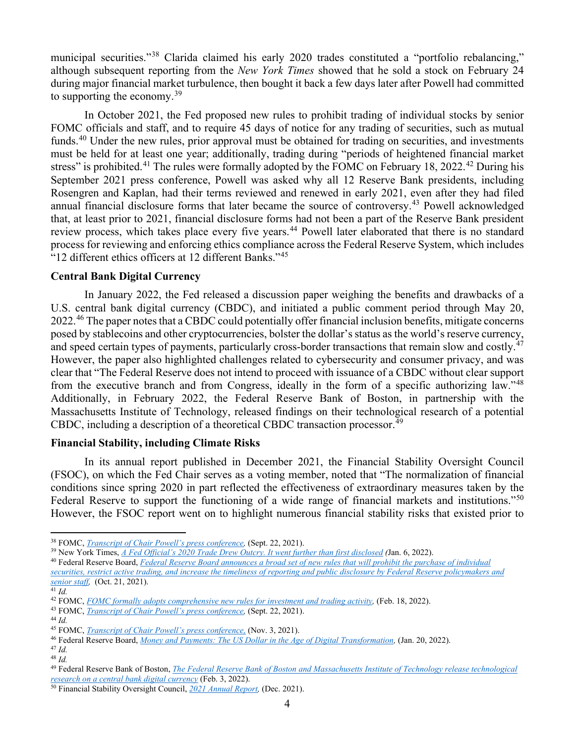municipal securities."[38] Clarida claimed his early 2020 trades constituted a "portfolio rebalancing," although subsequent reporting from the *New York Times* showed that he sold a stock on February 24 during major financial market turbulence, then bought it back a few days later after Powell had committed to supporting the economy.[39]

In October 2021, the Fed proposed new rules to prohibit trading of individual stocks by senior FOMC officials and staff, and to require 45 days of notice for any trading of securities, such as mutual funds.[40] Under the new rules, prior approval must be obtained for trading on securities, and investments must be held for at least one year; additionally, trading during "periods of heightened financial market stress" is prohibited.[41] The rules were formally adopted by the FOMC on February 18, 2022.[42] During his September 2021 press conference, Powell was asked why all 12 Reserve Bank presidents, including Rosengren and Kaplan, had their terms reviewed and renewed in early 2021, even after they had filed annual financial disclosure forms that later became the source of controversy.[43] Powell acknowledged that, at least prior to 2021, financial disclosure forms had not been a part of the Reserve Bank president review process, which takes place every five years.[44] Powell later elaborated that there is no standard process for reviewing and enforcing ethics compliance across the Federal Reserve System, which includes "12 different ethics officers at 12 different Banks."[45]

**Central Bank Digital Currency**

In January 2022, the Fed released a discussion paper weighing the benefits and drawbacks of a U.S. central bank digital currency (CBDC), and initiated a public comment period through May 20, 2022.[46] The paper notes that a CBDC could potentially offer financial inclusion benefits, mitigate concerns posed by stablecoins and other cryptocurrencies, bolster the dollar's status as the world's reserve currency, and speed certain types of payments, particularly cross-border transactions that remain slow and costly.[47] However, the paper also highlighted challenges related to cybersecurity and consumer privacy, and was clear that "The Federal Reserve does not intend to proceed with issuance of a CBDC without clear support from the executive branch and from Congress, ideally in the form of a specific authorizing law."[48] Additionally, in February 2022, the Federal Reserve Bank of Boston, in partnership with the Massachusetts Institute of Technology, released findings on their technological research of a potential CBDC, including a description of a theoretical CBDC transaction processor.[49]

**Financial Stability, including Climate Risks**

In its annual report published in December 2021, the Financial Stability Oversight Council (FSOC), on which the Fed Chair serves as a voting member, noted that "The normalization of financial conditions since spring 2020 in part reflected the effectiveness of extraordinary measures taken by the Federal Reserve to support the functioning of a wide range of financial markets and institutions."[50] However, the FSOC report went on to highlight numerous financial stability risks that existed prior to

---

[38] FOMC, *Transcript of Chair Powell's press conference,* (Sept. 22, 2021).

[39] New York Times, *A Fed Official's 2020 Trade Drew Outcry. It went further than first disclosed* (Jan. 6, 2022).

[40] Federal Reserve Board, *Federal Reserve Board announces a broad set of new rules that will prohibit the purchase of individual securities, restrict active trading, and increase the timeliness of reporting and public disclosure by Federal Reserve policymakers and senior staff,* (Oct. 21, 2021).

[41] *Id.*

[42] FOMC, *FOMC formally adopts comprehensive new rules for investment and trading activity,* (Feb. 18, 2022).

[43] FOMC, *Transcript of Chair Powell's press conference,* (Sept. 22, 2021).

[44] *Id.*

[45] FOMC, *Transcript of Chair Powell's press conference,* (Nov. 3, 2021).

[46] Federal Reserve Board, *Money and Payments: The US Dollar in the Age of Digital Transformation,* (Jan. 20, 2022).

[47] *Id.*

[48] *Id.*

[49] Federal Reserve Bank of Boston, *The Federal Reserve Bank of Boston and Massachusetts Institute of Technology release technological research on a central bank digital currency* (Feb. 3, 2022).

[50] Financial Stability Oversight Council, *2021 Annual Report,* (Dec. 2021).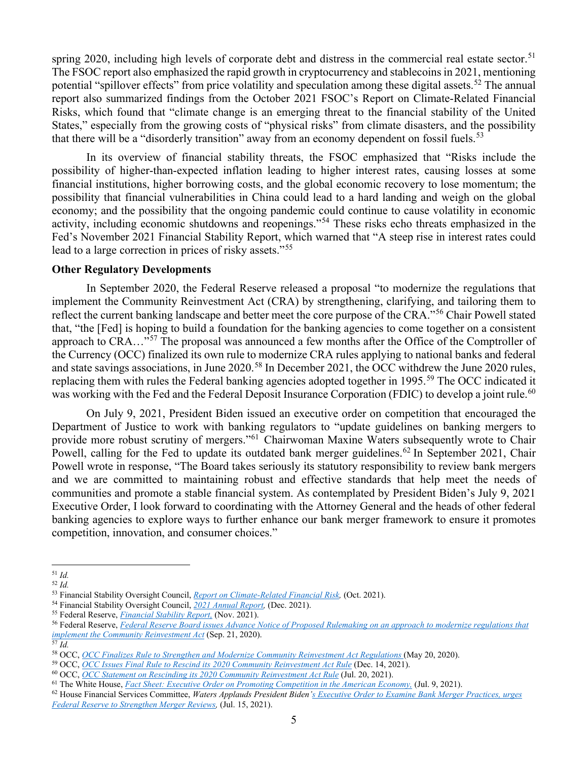spring 2020, including high levels of corporate debt and distress in the commercial real estate sector.[51] The FSOC report also emphasized the rapid growth in cryptocurrency and stablecoins in 2021, mentioning potential "spillover effects" from price volatility and speculation among these digital assets.[52] The annual report also summarized findings from the October 2021 FSOC's Report on Climate-Related Financial Risks, which found that "climate change is an emerging threat to the financial stability of the United States," especially from the growing costs of "physical risks" from climate disasters, and the possibility that there will be a "disorderly transition" away from an economy dependent on fossil fuels.[53]

In its overview of financial stability threats, the FSOC emphasized that "Risks include the possibility of higher-than-expected inflation leading to higher interest rates, causing losses at some financial institutions, higher borrowing costs, and the global economic recovery to lose momentum; the possibility that financial vulnerabilities in China could lead to a hard landing and weigh on the global economy; and the possibility that the ongoing pandemic could continue to cause volatility in economic activity, including economic shutdowns and reopenings."[54] These risks echo threats emphasized in the Fed's November 2021 Financial Stability Report, which warned that "A steep rise in interest rates could lead to a large correction in prices of risky assets."[55]

**Other Regulatory Developments**

In September 2020, the Federal Reserve released a proposal "to modernize the regulations that implement the Community Reinvestment Act (CRA) by strengthening, clarifying, and tailoring them to reflect the current banking landscape and better meet the core purpose of the CRA."[56] Chair Powell stated that, "the [Fed] is hoping to build a foundation for the banking agencies to come together on a consistent approach to CRA…"[57] The proposal was announced a few months after the Office of the Comptroller of the Currency (OCC) finalized its own rule to modernize CRA rules applying to national banks and federal and state savings associations, in June 2020.[58] In December 2021, the OCC withdrew the June 2020 rules, replacing them with rules the Federal banking agencies adopted together in 1995.[59] The OCC indicated it was working with the Fed and the Federal Deposit Insurance Corporation (FDIC) to develop a joint rule.[60]

On July 9, 2021, President Biden issued an executive order on competition that encouraged the Department of Justice to work with banking regulators to "update guidelines on banking mergers to provide more robust scrutiny of mergers."[61] Chairwoman Maxine Waters subsequently wrote to Chair Powell, calling for the Fed to update its outdated bank merger guidelines.[62] In September 2021, Chair Powell wrote in response, "The Board takes seriously its statutory responsibility to review bank mergers and we are committed to maintaining robust and effective standards that help meet the needs of communities and promote a stable financial system. As contemplated by President Biden's July 9, 2021 Executive Order, I look forward to coordinating with the Attorney General and the heads of other federal banking agencies to explore ways to further enhance our bank merger framework to ensure it promotes competition, innovation, and consumer choices."

---

[51] *Id.*

[52] *Id.*

[53] Financial Stability Oversight Council, *Report on Climate-Related Financial Risk,* (Oct. 2021).

[54] Financial Stability Oversight Council, *2021 Annual Report,* (Dec. 2021).

[55] Federal Reserve, *Financial Stability Report,* (Nov. 2021).

[56] Federal Reserve, *Federal Reserve Board issues Advance Notice of Proposed Rulemaking on an approach to modernize regulations that implement the Community Reinvestment Act* (Sep. 21, 2020).

[57] *Id.*

[58] OCC, *OCC Finalizes Rule to Strengthen and Modernize Community Reinvestment Act Regulations* (May 20, 2020).

[59] OCC, *OCC Issues Final Rule to Rescind its 2020 Community Reinvestment Act Rule* (Dec. 14, 2021).

[60] OCC, *OCC Statement on Rescinding its 2020 Community Reinvestment Act Rule* (Jul. 20, 2021).

[61] The White House, *Fact Sheet: Executive Order on Promoting Competition in the American Economy,* (Jul. 9, 2021).

[62] House Financial Services Committee, *Waters Applauds President Biden's Executive Order to Examine Bank Merger Practices, urges Federal Reserve to Strengthen Merger Reviews,* (Jul. 15, 2021).